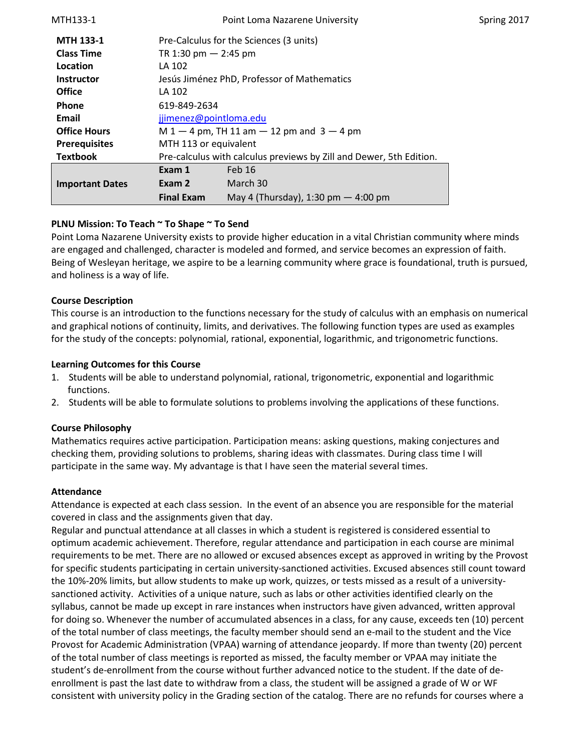| | | |
|---|---|---|
| **MTH 133-1** | Pre-Calculus for the Sciences (3 units) | |
| **Class Time** | TR 1:30 pm — 2:45 pm | |
| **Location** | LA 102 | |
| **Instructor** | Jesús Jiménez PhD, Professor of Mathematics | |
| **Office** | LA 102 | |
| **Phone** | 619-849-2634 | |
| **Email** | jjimenez@pointloma.edu | |
| **Office Hours** | M 1 — 4 pm, TH 11 am — 12 pm and 3 — 4 pm | |
| **Prerequisites** | MTH 113 or equivalent | |
| **Textbook** | Pre-calculus with calculus previews by Zill and Dewer, 5th Edition. | |
| **Important Dates** | **Exam 1** | Feb 16 |
| | **Exam 2** | March 30 |
| | **Final Exam** | May 4 (Thursday), 1:30 pm — 4:00 pm |

### PLNU Mission: To Teach ~ To Shape ~ To Send

Point Loma Nazarene University exists to provide higher education in a vital Christian community where minds are engaged and challenged, character is modeled and formed, and service becomes an expression of faith. Being of Wesleyan heritage, we aspire to be a learning community where grace is foundational, truth is pursued, and holiness is a way of life.

### Course Description

This course is an introduction to the functions necessary for the study of calculus with an emphasis on numerical and graphical notions of continuity, limits, and derivatives. The following function types are used as examples for the study of the concepts: polynomial, rational, exponential, logarithmic, and trigonometric functions.

### Learning Outcomes for this Course

1. Students will be able to understand polynomial, rational, trigonometric, exponential and logarithmic functions.
2. Students will be able to formulate solutions to problems involving the applications of these functions.

### Course Philosophy

Mathematics requires active participation. Participation means: asking questions, making conjectures and checking them, providing solutions to problems, sharing ideas with classmates. During class time I will participate in the same way. My advantage is that I have seen the material several times.

### Attendance

Attendance is expected at each class session. In the event of an absence you are responsible for the material covered in class and the assignments given that day.

Regular and punctual attendance at all classes in which a student is registered is considered essential to optimum academic achievement. Therefore, regular attendance and participation in each course are minimal requirements to be met. There are no allowed or excused absences except as approved in writing by the Provost for specific students participating in certain university-sanctioned activities. Excused absences still count toward the 10%-20% limits, but allow students to make up work, quizzes, or tests missed as a result of a university-sanctioned activity. Activities of a unique nature, such as labs or other activities identified clearly on the syllabus, cannot be made up except in rare instances when instructors have given advanced, written approval for doing so. Whenever the number of accumulated absences in a class, for any cause, exceeds ten (10) percent of the total number of class meetings, the faculty member should send an e-mail to the student and the Vice Provost for Academic Administration (VPAA) warning of attendance jeopardy. If more than twenty (20) percent of the total number of class meetings is reported as missed, the faculty member or VPAA may initiate the student's de-enrollment from the course without further advanced notice to the student. If the date of de-enrollment is past the last date to withdraw from a class, the student will be assigned a grade of W or WF consistent with university policy in the Grading section of the catalog. There are no refunds for courses where a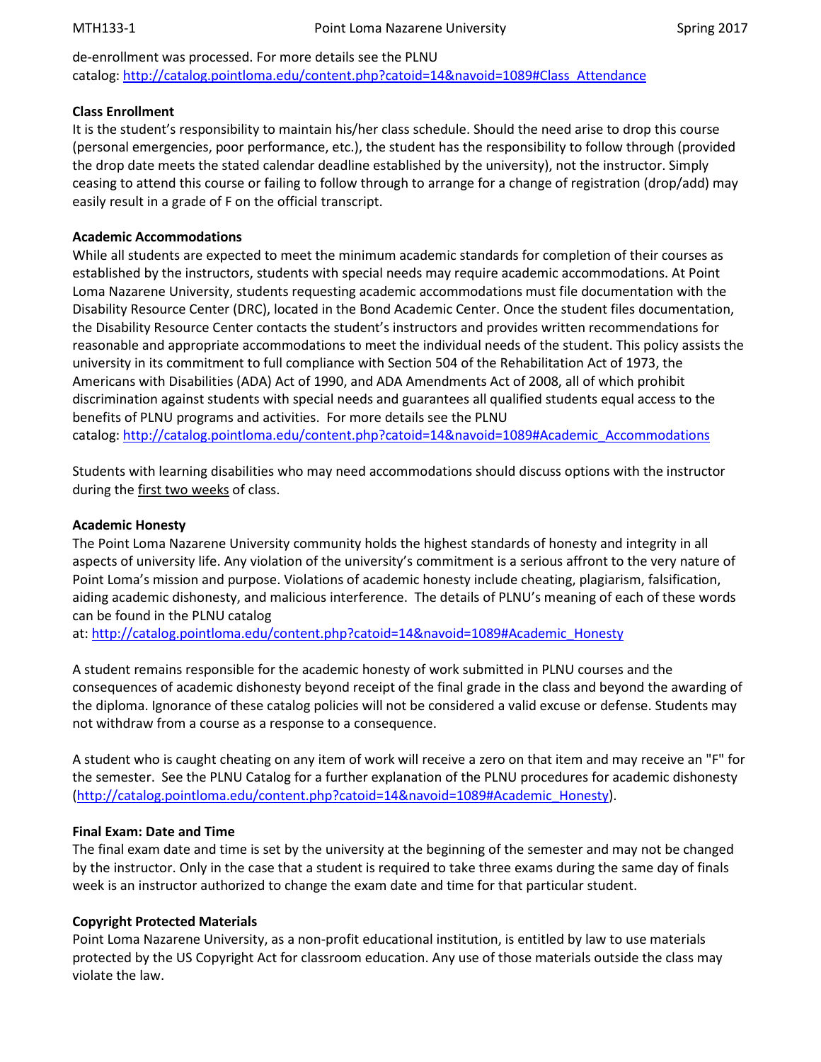de-enrollment was processed. For more details see the PLNU catalog: http://catalog.pointloma.edu/content.php?catoid=14&navoid=1089#Class_Attendance

**Class Enrollment**

It is the student's responsibility to maintain his/her class schedule. Should the need arise to drop this course (personal emergencies, poor performance, etc.), the student has the responsibility to follow through (provided the drop date meets the stated calendar deadline established by the university), not the instructor. Simply ceasing to attend this course or failing to follow through to arrange for a change of registration (drop/add) may easily result in a grade of F on the official transcript.

**Academic Accommodations**

While all students are expected to meet the minimum academic standards for completion of their courses as established by the instructors, students with special needs may require academic accommodations. At Point Loma Nazarene University, students requesting academic accommodations must file documentation with the Disability Resource Center (DRC), located in the Bond Academic Center. Once the student files documentation, the Disability Resource Center contacts the student's instructors and provides written recommendations for reasonable and appropriate accommodations to meet the individual needs of the student. This policy assists the university in its commitment to full compliance with Section 504 of the Rehabilitation Act of 1973, the Americans with Disabilities (ADA) Act of 1990, and ADA Amendments Act of 2008, all of which prohibit discrimination against students with special needs and guarantees all qualified students equal access to the benefits of PLNU programs and activities. For more details see the PLNU catalog: http://catalog.pointloma.edu/content.php?catoid=14&navoid=1089#Academic_Accommodations

Students with learning disabilities who may need accommodations should discuss options with the instructor during the first two weeks of class.

**Academic Honesty**

The Point Loma Nazarene University community holds the highest standards of honesty and integrity in all aspects of university life. Any violation of the university's commitment is a serious affront to the very nature of Point Loma's mission and purpose. Violations of academic honesty include cheating, plagiarism, falsification, aiding academic dishonesty, and malicious interference. The details of PLNU's meaning of each of these words can be found in the PLNU catalog at: http://catalog.pointloma.edu/content.php?catoid=14&navoid=1089#Academic_Honesty

A student remains responsible for the academic honesty of work submitted in PLNU courses and the consequences of academic dishonesty beyond receipt of the final grade in the class and beyond the awarding of the diploma. Ignorance of these catalog policies will not be considered a valid excuse or defense. Students may not withdraw from a course as a response to a consequence.

A student who is caught cheating on any item of work will receive a zero on that item and may receive an "F" for the semester. See the PLNU Catalog for a further explanation of the PLNU procedures for academic dishonesty (http://catalog.pointloma.edu/content.php?catoid=14&navoid=1089#Academic_Honesty).

**Final Exam: Date and Time**

The final exam date and time is set by the university at the beginning of the semester and may not be changed by the instructor. Only in the case that a student is required to take three exams during the same day of finals week is an instructor authorized to change the exam date and time for that particular student.

**Copyright Protected Materials**

Point Loma Nazarene University, as a non-profit educational institution, is entitled by law to use materials protected by the US Copyright Act for classroom education. Any use of those materials outside the class may violate the law.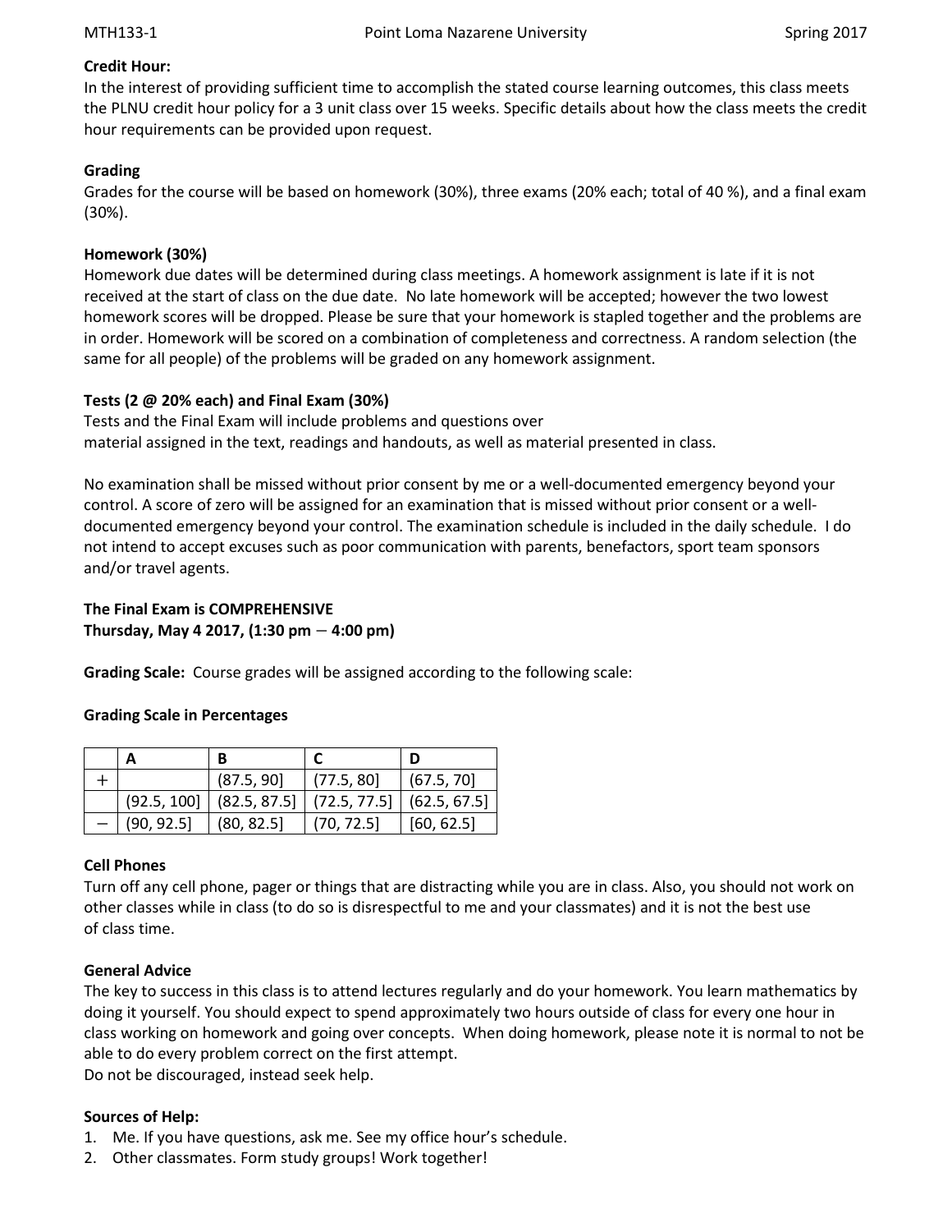**Credit Hour:**

In the interest of providing sufficient time to accomplish the stated course learning outcomes, this class meets the PLNU credit hour policy for a 3 unit class over 15 weeks. Specific details about how the class meets the credit hour requirements can be provided upon request.

**Grading**

Grades for the course will be based on homework (30%), three exams (20% each; total of 40 %), and a final exam (30%).

**Homework (30%)**

Homework due dates will be determined during class meetings. A homework assignment is late if it is not received at the start of class on the due date. No late homework will be accepted; however the two lowest homework scores will be dropped. Please be sure that your homework is stapled together and the problems are in order. Homework will be scored on a combination of completeness and correctness. A random selection (the same for all people) of the problems will be graded on any homework assignment.

**Tests (2 @ 20% each) and Final Exam (30%)**

Tests and the Final Exam will include problems and questions over
material assigned in the text, readings and handouts, as well as material presented in class.

No examination shall be missed without prior consent by me or a well-documented emergency beyond your control. A score of zero will be assigned for an examination that is missed without prior consent or a well-documented emergency beyond your control. The examination schedule is included in the daily schedule. I do not intend to accept excuses such as poor communication with parents, benefactors, sport team sponsors and/or travel agents.

**The Final Exam is COMPREHENSIVE**
**Thursday, May 4 2017, (1:30 pm – 4:00 pm)**

**Grading Scale:** Course grades will be assigned according to the following scale:

**Grading Scale in Percentages**

| | A | B | C | D |
|---|---|---|---|---|
| + | | (87.5, 90] | (77.5, 80] | (67.5, 70] |
| | (92.5, 100] | (82.5, 87.5] | (72.5, 77.5] | (62.5, 67.5] |
| − | (90, 92.5] | (80, 82.5] | (70, 72.5] | [60, 62.5] |

**Cell Phones**

Turn off any cell phone, pager or things that are distracting while you are in class. Also, you should not work on other classes while in class (to do so is disrespectful to me and your classmates) and it is not the best use of class time.

**General Advice**

The key to success in this class is to attend lectures regularly and do your homework. You learn mathematics by doing it yourself. You should expect to spend approximately two hours outside of class for every one hour in class working on homework and going over concepts. When doing homework, please note it is normal to not be able to do every problem correct on the first attempt.
Do not be discouraged, instead seek help.

**Sources of Help:**

1. Me. If you have questions, ask me. See my office hour's schedule.
2. Other classmates. Form study groups! Work together!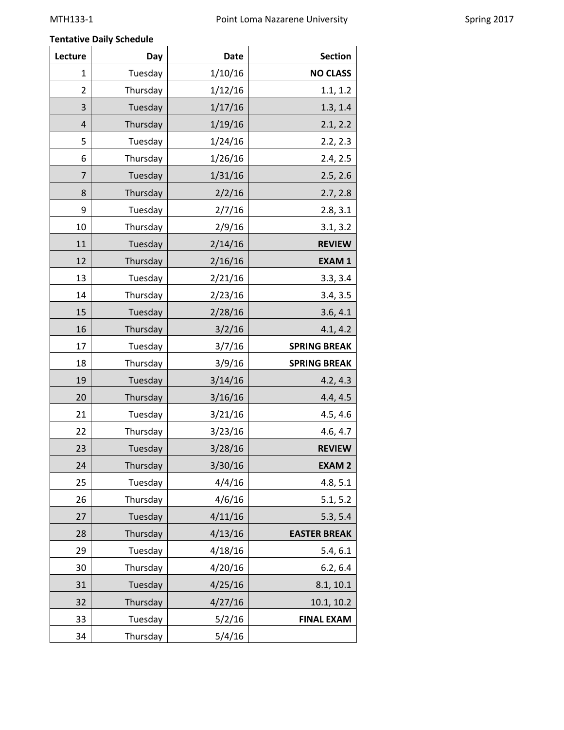**Tentative Daily Schedule**

| Lecture | Day | Date | Section |
|---:|---:|---:|---:|
| 1 | Tuesday | 1/10/16 | **NO CLASS** |
| 2 | Thursday | 1/12/16 | 1.1, 1.2 |
| 3 | Tuesday | 1/17/16 | 1.3, 1.4 |
| 4 | Thursday | 1/19/16 | 2.1, 2.2 |
| 5 | Tuesday | 1/24/16 | 2.2, 2.3 |
| 6 | Thursday | 1/26/16 | 2.4, 2.5 |
| 7 | Tuesday | 1/31/16 | 2.5, 2.6 |
| 8 | Thursday | 2/2/16 | 2.7, 2.8 |
| 9 | Tuesday | 2/7/16 | 2.8, 3.1 |
| 10 | Thursday | 2/9/16 | 3.1, 3.2 |
| 11 | Tuesday | 2/14/16 | **REVIEW** |
| 12 | Thursday | 2/16/16 | **EXAM 1** |
| 13 | Tuesday | 2/21/16 | 3.3, 3.4 |
| 14 | Thursday | 2/23/16 | 3.4, 3.5 |
| 15 | Tuesday | 2/28/16 | 3.6, 4.1 |
| 16 | Thursday | 3/2/16 | 4.1, 4.2 |
| 17 | Tuesday | 3/7/16 | **SPRING BREAK** |
| 18 | Thursday | 3/9/16 | **SPRING BREAK** |
| 19 | Tuesday | 3/14/16 | 4.2, 4.3 |
| 20 | Thursday | 3/16/16 | 4.4, 4.5 |
| 21 | Tuesday | 3/21/16 | 4.5, 4.6 |
| 22 | Thursday | 3/23/16 | 4.6, 4.7 |
| 23 | Tuesday | 3/28/16 | **REVIEW** |
| 24 | Thursday | 3/30/16 | **EXAM 2** |
| 25 | Tuesday | 4/4/16 | 4.8, 5.1 |
| 26 | Thursday | 4/6/16 | 5.1, 5.2 |
| 27 | Tuesday | 4/11/16 | 5.3, 5.4 |
| 28 | Thursday | 4/13/16 | **EASTER BREAK** |
| 29 | Tuesday | 4/18/16 | 5.4, 6.1 |
| 30 | Thursday | 4/20/16 | 6.2, 6.4 |
| 31 | Tuesday | 4/25/16 | 8.1, 10.1 |
| 32 | Thursday | 4/27/16 | 10.1, 10.2 |
| 33 | Tuesday | 5/2/16 | **FINAL EXAM** |
| 34 | Thursday | 5/4/16 | |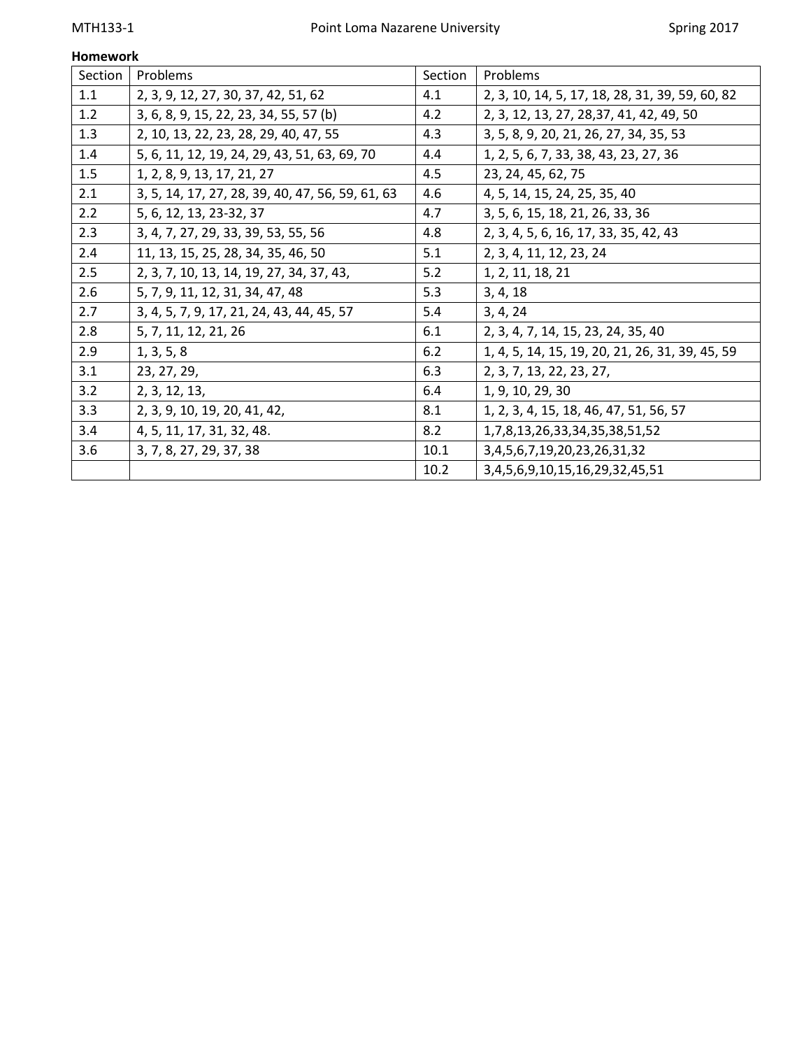**Homework**

| Section | Problems | Section | Problems |
|---|---|---|---|
| 1.1 | 2, 3, 9, 12, 27, 30, 37, 42, 51, 62 | 4.1 | 2, 3, 10, 14, 5, 17, 18, 28, 31, 39, 59, 60, 82 |
| 1.2 | 3, 6, 8, 9, 15, 22, 23, 34, 55, 57 (b) | 4.2 | 2, 3, 12, 13, 27, 28,37, 41, 42, 49, 50 |
| 1.3 | 2, 10, 13, 22, 23, 28, 29, 40, 47, 55 | 4.3 | 3, 5, 8, 9, 20, 21, 26, 27, 34, 35, 53 |
| 1.4 | 5, 6, 11, 12, 19, 24, 29, 43, 51, 63, 69, 70 | 4.4 | 1, 2, 5, 6, 7, 33, 38, 43, 23, 27, 36 |
| 1.5 | 1, 2, 8, 9, 13, 17, 21, 27 | 4.5 | 23, 24, 45, 62, 75 |
| 2.1 | 3, 5, 14, 17, 27, 28, 39, 40, 47, 56, 59, 61, 63 | 4.6 | 4, 5, 14, 15, 24, 25, 35, 40 |
| 2.2 | 5, 6, 12, 13, 23-32, 37 | 4.7 | 3, 5, 6, 15, 18, 21, 26, 33, 36 |
| 2.3 | 3, 4, 7, 27, 29, 33, 39, 53, 55, 56 | 4.8 | 2, 3, 4, 5, 6, 16, 17, 33, 35, 42, 43 |
| 2.4 | 11, 13, 15, 25, 28, 34, 35, 46, 50 | 5.1 | 2, 3, 4, 11, 12, 23, 24 |
| 2.5 | 2, 3, 7, 10, 13, 14, 19, 27, 34, 37, 43, | 5.2 | 1, 2, 11, 18, 21 |
| 2.6 | 5, 7, 9, 11, 12, 31, 34, 47, 48 | 5.3 | 3, 4, 18 |
| 2.7 | 3, 4, 5, 7, 9, 17, 21, 24, 43, 44, 45, 57 | 5.4 | 3, 4, 24 |
| 2.8 | 5, 7, 11, 12, 21, 26 | 6.1 | 2, 3, 4, 7, 14, 15, 23, 24, 35, 40 |
| 2.9 | 1, 3, 5, 8 | 6.2 | 1, 4, 5, 14, 15, 19, 20, 21, 26, 31, 39, 45, 59 |
| 3.1 | 23, 27, 29, | 6.3 | 2, 3, 7, 13, 22, 23, 27, |
| 3.2 | 2, 3, 12, 13, | 6.4 | 1, 9, 10, 29, 30 |
| 3.3 | 2, 3, 9, 10, 19, 20, 41, 42, | 8.1 | 1, 2, 3, 4, 15, 18, 46, 47, 51, 56, 57 |
| 3.4 | 4, 5, 11, 17, 31, 32, 48. | 8.2 | 1,7,8,13,26,33,34,35,38,51,52 |
| 3.6 | 3, 7, 8, 27, 29, 37, 38 | 10.1 | 3,4,5,6,7,19,20,23,26,31,32 |
| | | 10.2 | 3,4,5,6,9,10,15,16,29,32,45,51 |